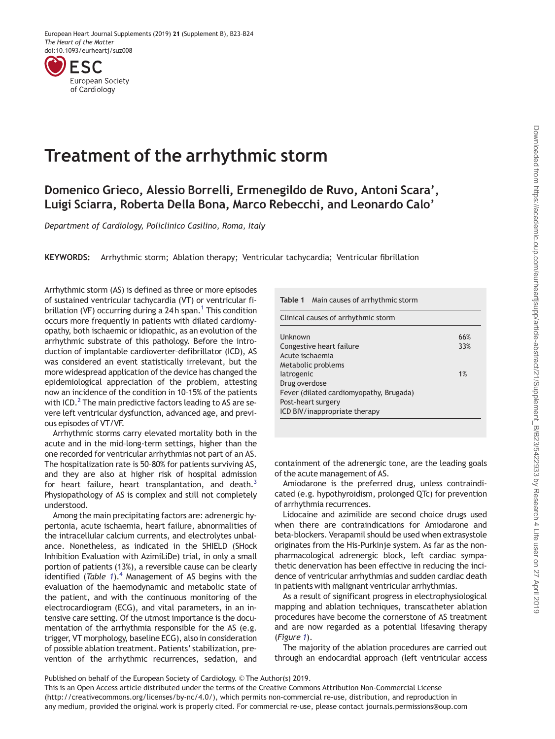# Treatment of the arrhythmic storm

## Domenico Grieco, Alessio Borrelli, Ermenegildo de Ruvo, Antoni Scara', Luigi Sciarra, Roberta Della Bona, Marco Rebecchi, and Leonardo Calo'

*Department of Cardiology, Policlinico Casilino, Roma, Italy*

**KEYWORDS:** Arrhythmic storm; Ablation therapy; Ventricular tachycardia; Ventricular fibrillation

Arrhythmic storm (AS) is defined as three or more episodes of sustained ventricular tachycardia (VT) or ventricular fibrillation (VF) occurring during a 24 h span.[1] This condition occurs more frequently in patients with dilated cardiomyopathy, both ischaemic or idiopathic, as an evolution of the arrhythmic substrate of this pathology. Before the introduction of implantable cardioverter–defibrillator (ICD), AS was considered an event statistically irrelevant, but the more widespread application of the device has changed the epidemiological appreciation of the problem, attesting now an incidence of the condition in 10–15% of the patients with ICD.[2] The main predictive factors leading to AS are severe left ventricular dysfunction, advanced age, and previous episodes of VT/VF.

Arrhythmic storms carry elevated mortality both in the acute and in the mid-long-term settings, higher than the one recorded for ventricular arrhythmias not part of an AS. The hospitalization rate is 50–80% for patients surviving AS, and they are also at higher risk of hospital admission for heart failure, heart transplantation, and death.[3] Physiopathology of AS is complex and still not completely understood.

Among the main precipitating factors are: adrenergic hypertonia, acute ischaemia, heart failure, abnormalities of the intracellular calcium currents, and electrolytes unbalance. Nonetheless, as indicated in the SHIELD (SHock Inhibition Evaluation with AzimiLiDe) trial, in only a small portion of patients (13%), a reversible cause can be clearly identified (*Table 1*).[4] Management of AS begins with the evaluation of the haemodynamic and metabolic state of the patient, and with the continuous monitoring of the electrocardiogram (ECG), and vital parameters, in an intensive care setting. Of the utmost importance is the documentation of the arrhythmia responsible for the AS (e.g. trigger, VT morphology, baseline ECG), also in consideration of possible ablation treatment. Patients' stabilization, prevention of the arrhythmic recurrences, sedation, and containment of the adrenergic tone, are the leading goals of the acute management of AS.

**Table 1** Main causes of arrhythmic storm

| Clinical causes of arrhythmic storm | |
|---|---|
| Unknown | 66% |
| Congestive heart failure | 33% |
| Acute ischaemia | |
| Metabolic problems | |
| Iatrogenic | 1% |
| Drug overdose | |
| Fever (dilated cardiomyopathy, Brugada) | |
| Post-heart surgery | |
| ICD BIV/inappropriate therapy | |

Amiodarone is the preferred drug, unless contraindicated (e.g. hypothyroidism, prolonged QTc) for prevention of arrhythmia recurrences.

Lidocaine and azimilide are second choice drugs used when there are contraindications for Amiodarone and beta-blockers. Verapamil should be used when extrasystole originates from the His-Purkinje system. As far as the non-pharmacological adrenergic block, left cardiac sympathetic denervation has been effective in reducing the incidence of ventricular arrhythmias and sudden cardiac death in patients with malignant ventricular arrhythmias.

As a result of significant progress in electrophysiological mapping and ablation techniques, transcatheter ablation procedures have become the cornerstone of AS treatment and are now regarded as a potential lifesaving therapy (*Figure 1*).

The majority of the ablation procedures are carried out through an endocardial approach (left ventricular access

Published on behalf of the European Society of Cardiology. © The Author(s) 2019.
This is an Open Access article distributed under the terms of the Creative Commons Attribution Non-Commercial License (http://creativecommons.org/licenses/by-nc/4.0/), which permits non-commercial re-use, distribution, and reproduction in any medium, provided the original work is properly cited. For commercial re-use, please contact journals.permissions@oup.com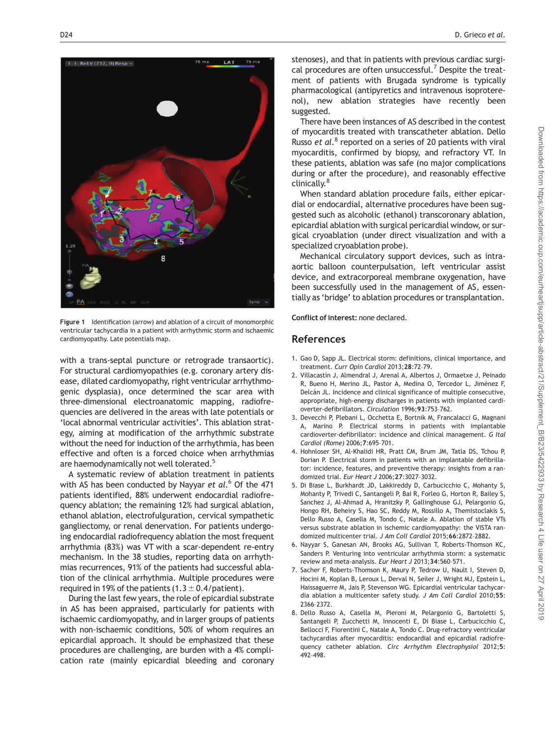Figure 1 Identification (arrow) and ablation of a circuit of monomorphic ventricular tachycardia in a patient with arrhythmic storm and ischaemic cardiomyopathy. Late potentials map.

with a trans-septal puncture or retrograde transaortic). For structural cardiomyopathies (e.g. coronary artery disease, dilated cardiomyopathy, right ventricular arrhythmogenic dysplasia), once determined the scar area with three-dimensional electroanatomic mapping, radiofrequencies are delivered in the areas with late potentials or 'local abnormal ventricular activities'. This ablation strategy, aiming at modification of the arrhythmic substrate without the need for induction of the arrhythmia, has been effective and often is a forced choice when arrhythmias are haemodynamically not well tolerated.[5]

A systematic review of ablation treatment in patients with AS has been conducted by Nayyar *et al.*[6] Of the 471 patients identified, 88% underwent endocardial radiofrequency ablation; the remaining 12% had surgical ablation, ethanol ablation, electrofulguration, cervical sympathetic gangliectomy, or renal denervation. For patients undergoing endocardial radiofrequency ablation the most frequent arrhythmia (83%) was VT with a scar-dependent re-entry mechanism. In the 38 studies, reporting data on arrhythmias recurrences, 91% of the patients had successful ablation of the clinical arrhythmia. Multiple procedures were required in 19% of the patients ($1.3 \pm 0.4$/patient).

During the last few years, the role of epicardial substrate in AS has been appraised, particularly for patients with ischaemic cardiomyopathy, and in larger groups of patients with non-ischaemic conditions, 50% of whom requires an epicardial approach. It should be emphasized that these procedures are challenging, are burden with a 4% complication rate (mainly epicardial bleeding and coronary stenoses), and that in patients with previous cardiac surgical procedures are often unsuccessful.[7] Despite the treatment of patients with Brugada syndrome is typically pharmacological (antipyretics and intravenous isoproterenol), new ablation strategies have recently been suggested.

There have been instances of AS described in the contest of myocarditis treated with transcatheter ablation. Dello Russo *et al.*[8] reported on a series of 20 patients with viral myocarditis, confirmed by biopsy, and refractory VT. In these patients, ablation was safe (no major complications during or after the procedure), and reasonably effective clinically.[8]

When standard ablation procedure fails, either epicardial or endocardial, alternative procedures have been suggested such as alcoholic (ethanol) transcoronary ablation, epicardial ablation with surgical pericardial window, or surgical cryoablation (under direct visualization and with a specialized cryoablation probe).

Mechanical circulatory support devices, such as intra-aortic balloon counterpulsation, left ventricular assist device, and extracorporeal membrane oxygenation, have been successfully used in the management of AS, essentially as 'bridge' to ablation procedures or transplantation.

**Conflict of interest:** none declared.

## References

1. Gao D, Sapp JL. Electrical storm: definitions, clinical importance, and treatment. *Curr Opin Cardiol* 2013;**28**:72–79.
2. Villacastín J, Almendral J, Arenal A, Albertos J, Ormaetxe J, Peinado R, Bueno H, Merino JL, Pastor A, Medina O, Tercedor L, Jiménez F, Delcán JL. Incidence and clinical significance of multiple consecutive, appropriate, high-energy discharges in patients with implanted cardioverter-defibrillators. *Circulation* 1996;**93**:753–762.
3. Devecchi P, Plebani L, Occhetta E, Bortnik M, Francalacci G, Magnani A, Marino P. Electrical storms in patients with implantable cardioverter-defibrillator: incidence and clinical management. *G Ital Cardiol (Rome)* 2006;**7**:695–701.
4. Hohnloser SH, Al-Khalidi HR, Pratt CM, Brum JM, Tatla DS, Tchou P, Dorian P. Electrical storm in patients with an implantable defibrillator: incidence, features, and preventive therapy: insights from a randomized trial. *Eur Heart J* 2006;**27**:3027–3032.
5. Di Biase L, Burkhardt JD, Lakkireddy D, Carbucicchio C, Mohanty S, Mohanty P, Trivedi C, Santangeli P, Bai R, Forleo G, Horton R, Bailey S, Sanchez J, Al-Ahmad A, Hranitzky P, Gallinghouse GJ, Pelargonio G, Hongo RH, Beheiry S, Hao SC, Reddy M, Rossillo A, Themistoclakis S, Dello Russo A, Casella M, Tondo C, Natale A. Ablation of stable VTs versus substrate ablation in ischemic cardiomyopathy: the VISTA randomized multicenter trial. *J Am Coll Cardiol* 2015;**66**:2872–2882.
6. Nayyar S, Ganesan AN, Brooks AG, Sullivan T, Roberts-Thomson KC, Sanders P. Venturing into ventricular arrhythmia storm: a systematic review and meta-analysis. *Eur Heart J* 2013;**34**:560–571.
7. Sacher F, Roberts-Thomson K, Maury P, Tedrow U, Nault I, Steven D, Hocini M, Koplan B, Leroux L, Derval N, Seiler J, Wright MJ, Epstein L, Haissaguerre M, Jais P, Stevenson WG. Epicardial ventricular tachycardia ablation a multicenter safety study. *J Am Coll Cardiol* 2010;**55**:2366–2372.
8. Dello Russo A, Casella M, Pieroni M, Pelargonio G, Bartoletti S, Santangeli P, Zucchetti M, Innocenti E, Di Biase L, Carbucicchio C, Bellocci F, Fiorentini C, Natale A, Tondo C. Drug-refractory ventricular tachycardias after myocarditis: endocardial and epicardial radiofrequency catheter ablation. *Circ Arrhythm Electrophysiol* 2012;**5**:492–498.